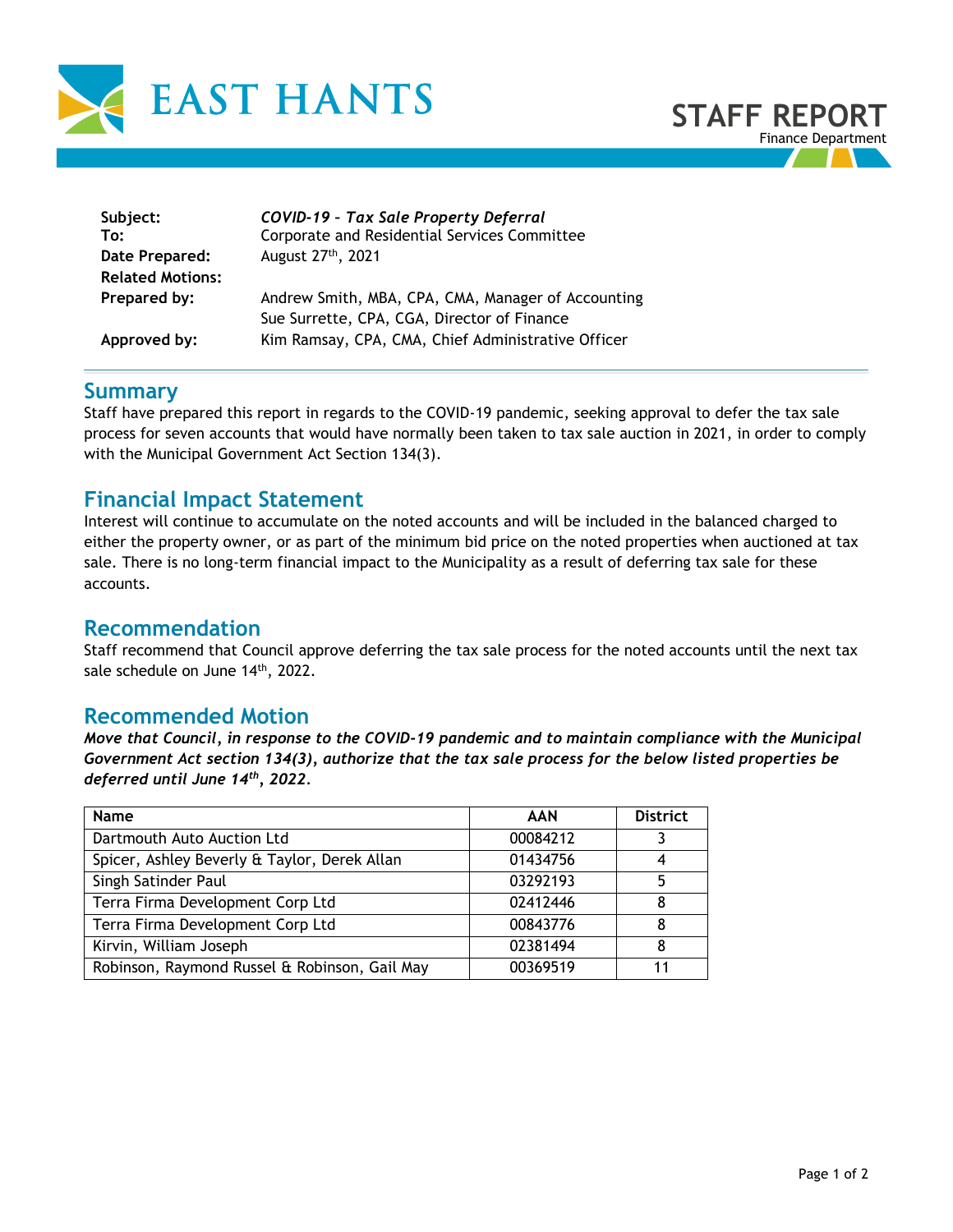EAST HANTS

# STAFF REPORT

Finance Department

| | |
|---|---|
| **Subject:** | ***COVID-19 – Tax Sale Property Deferral*** |
| **To:** | Corporate and Residential Services Committee |
| **Date Prepared:** | August 27th, 2021 |
| **Related Motions:** | |
| **Prepared by:** | Andrew Smith, MBA, CPA, CMA, Manager of Accounting<br>Sue Surrette, CPA, CGA, Director of Finance |
| **Approved by:** | Kim Ramsay, CPA, CMA, Chief Administrative Officer |

## Summary

Staff have prepared this report in regards to the COVID-19 pandemic, seeking approval to defer the tax sale process for seven accounts that would have normally been taken to tax sale auction in 2021, in order to comply with the Municipal Government Act Section 134(3).

## Financial Impact Statement

Interest will continue to accumulate on the noted accounts and will be included in the balanced charged to either the property owner, or as part of the minimum bid price on the noted properties when auctioned at tax sale. There is no long-term financial impact to the Municipality as a result of deferring tax sale for these accounts.

## Recommendation

Staff recommend that Council approve deferring the tax sale process for the noted accounts until the next tax sale schedule on June 14th, 2022.

## Recommended Motion

***Move that Council, in response to the COVID-19 pandemic and to maintain compliance with the Municipal Government Act section 134(3), authorize that the tax sale process for the below listed properties be deferred until June 14th, 2022.***

| Name | AAN | District |
|---|---|---|
| Dartmouth Auto Auction Ltd | 00084212 | 3 |
| Spicer, Ashley Beverly & Taylor, Derek Allan | 01434756 | 4 |
| Singh Satinder Paul | 03292193 | 5 |
| Terra Firma Development Corp Ltd | 02412446 | 8 |
| Terra Firma Development Corp Ltd | 00843776 | 8 |
| Kirvin, William Joseph | 02381494 | 8 |
| Robinson, Raymond Russel & Robinson, Gail May | 00369519 | 11 |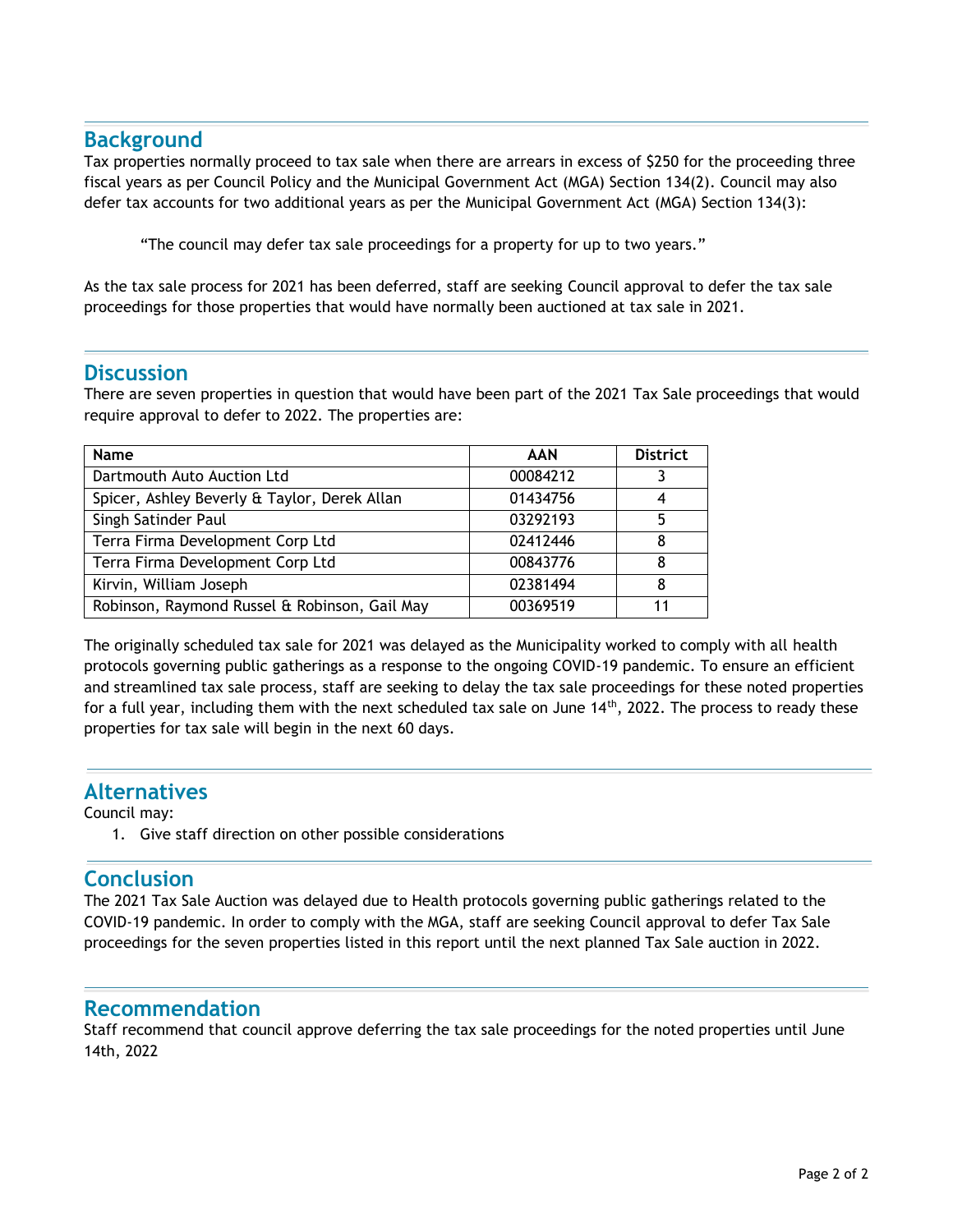## Background

Tax properties normally proceed to tax sale when there are arrears in excess of $250 for the proceeding three fiscal years as per Council Policy and the Municipal Government Act (MGA) Section 134(2). Council may also defer tax accounts for two additional years as per the Municipal Government Act (MGA) Section 134(3):

> "The council may defer tax sale proceedings for a property for up to two years."

As the tax sale process for 2021 has been deferred, staff are seeking Council approval to defer the tax sale proceedings for those properties that would have normally been auctioned at tax sale in 2021.

## Discussion

There are seven properties in question that would have been part of the 2021 Tax Sale proceedings that would require approval to defer to 2022. The properties are:

| Name | AAN | District |
|---|---|---|
| Dartmouth Auto Auction Ltd | 00084212 | 3 |
| Spicer, Ashley Beverly & Taylor, Derek Allan | 01434756 | 4 |
| Singh Satinder Paul | 03292193 | 5 |
| Terra Firma Development Corp Ltd | 02412446 | 8 |
| Terra Firma Development Corp Ltd | 00843776 | 8 |
| Kirvin, William Joseph | 02381494 | 8 |
| Robinson, Raymond Russel & Robinson, Gail May | 00369519 | 11 |

The originally scheduled tax sale for 2021 was delayed as the Municipality worked to comply with all health protocols governing public gatherings as a response to the ongoing COVID-19 pandemic. To ensure an efficient and streamlined tax sale process, staff are seeking to delay the tax sale proceedings for these noted properties for a full year, including them with the next scheduled tax sale on June 14th, 2022. The process to ready these properties for tax sale will begin in the next 60 days.

## Alternatives

Council may:

1. Give staff direction on other possible considerations

## Conclusion

The 2021 Tax Sale Auction was delayed due to Health protocols governing public gatherings related to the COVID-19 pandemic. In order to comply with the MGA, staff are seeking Council approval to defer Tax Sale proceedings for the seven properties listed in this report until the next planned Tax Sale auction in 2022.

## Recommendation

Staff recommend that council approve deferring the tax sale proceedings for the noted properties until June 14th, 2022